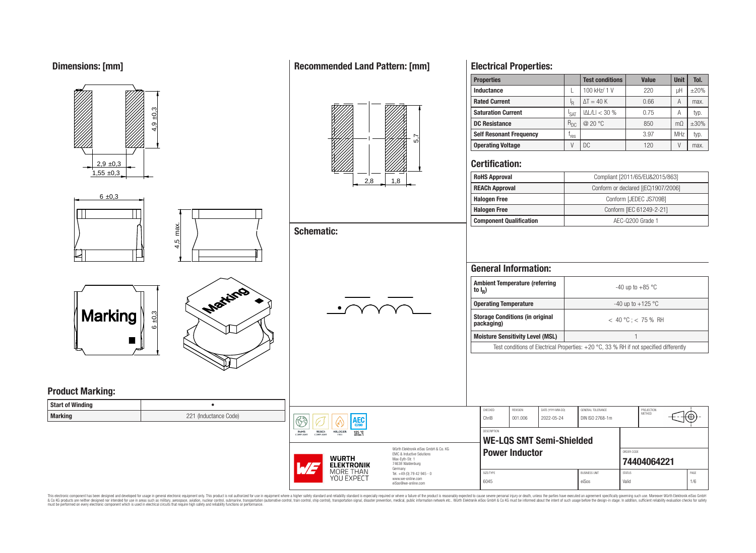## Dimensions: [mm]

4,9 ±0,3

2,9 ±0,3

1,55 ±0,3

6 ±0,3

4,5 max.

Marking

6 ±0,3

## Recommended Land Pattern: [mm]

5,7

2,8

1,8

## Schematic:

## Electrical Properties:

| Properties | | Test conditions | Value | Unit | Tol. |
|---|---|---|---|---|---|
| Inductance | L | 100 kHz/ 1 V | 220 | µH | ±20% |
| Rated Current | $I_R$ | $\Delta T = 40$ K | 0.66 | A | max. |
| Saturation Current | $I_{SAT}$ | $\|\Delta L/L\| < 30$ % | 0.75 | A | typ. |
| DC Resistance | $R_{DC}$ | @ 20 °C | 850 | mΩ | ±30% |
| Self Resonant Frequency | $f_{res}$ | | 3.97 | MHz | typ. |
| Operating Voltage | V | DC | 120 | V | max. |

## Certification:

| | |
|---|---|
| RoHS Approval | Compliant [2011/65/EU&2015/863] |
| REACh Approval | Conform or declared [(EC)1907/2006] |
| Halogen Free | Conform [JEDEC JS709B] |
| Halogen Free | Conform [IEC 61249-2-21] |
| Component Qualification | AEC-Q200 Grade 1 |

## General Information:

| | |
|---|---|
| Ambient Temperature (referring to $I_R$) | -40 up to +85 °C |
| Operating Temperature | -40 up to +125 °C |
| Storage Conditions (in original packaging) | < 40 °C ; < 75 % RH |
| Moisture Sensitivity Level (MSL) | 1 |
| Test conditions of Electrical Properties: +20 °C, 33 % RH if not specified differently | |

## Product Marking:

| | |
|---|---|
| Start of Winding | • |
| Marking | 221 (Inductance Code) |

RoHS COMPLIANT | REACh COMPLIANT | HALOGEN FREE | AEC Q200 125 °C GRADE 1

Würth Elektronik eiSos GmbH & Co. KG
EMC & Inductive Solutions
Max-Eyth-Str. 1
74638 Waldenburg
Germany
Tel. +49 (0) 79 42 945 - 0
www.we-online.com
eiSos@we-online.com

WÜRTH ELEKTRONIK MORE THAN YOU EXPECT

| CHECKED | REVISION | DATE (YYYY-MM-DD) | GENERAL TOLERANCE | PROJECTION METHOD |
|---|---|---|---|---|
| ChriB | 001.006 | 2022-05-24 | DIN ISO 2768-1m | |

DESCRIPTION
**WE-LQS SMT Semi-Shielded Power Inductor**

ORDER CODE
**74404064221**

| SIZE/TYPE | BUSINESS UNIT | STATUS | PAGE |
|---|---|---|---|
| 6045 | eiSos | Valid | 1/6 |

This electronic component has been designed and developed for usage in general electronic equipment only. This product is not authorized for use in equipment where a higher safety standard and reliability standard is especially required or where a failure of the product is reasonably expected to cause severe personal injury or death, unless the parties have executed an agreement specifically governing such use. Moreover Würth Elektronik eiSos GmbH & Co KG products are neither designed nor intended for use in areas such as military, aerospace, aviation, nuclear control, submarine, transportation (automotive control, train control, ship control), transportation signal, disaster prevention, medical, public information network etc.. Würth Elektronik eiSos GmbH & Co KG must be informed about the intent of such usage before the design-in stage. In addition, sufficient reliability evaluation checks for safety must be performed on every electronic component which is used in electrical circuits that require high safety and reliability functions or performance.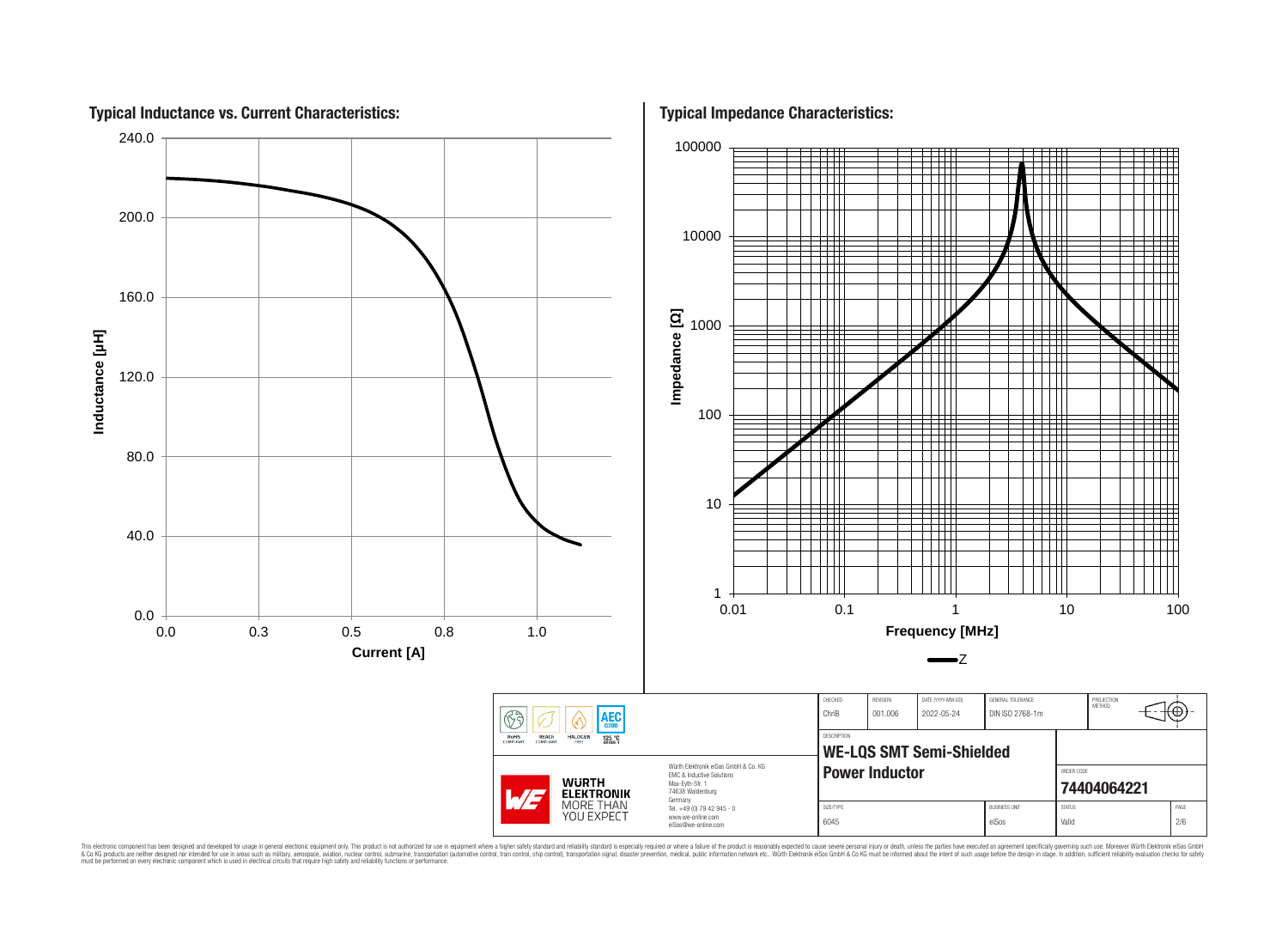## Typical Inductance vs. Current Characteristics:

Inductance [µH] (0.0 – 240.0) vs. Current [A] (0.0 – 1.0)

## Typical Impedance Characteristics:

Impedance [Ω] (1 – 100000) vs. Frequency [MHz] (0.01 – 100)

Z

| CHECKED | REVISION | DATE (YYYY-MM-DD) | GENERAL TOLERANCE | PROJECTION METHOD |
|---|---|---|---|---|
| ChriB | 001.006 | 2022-05-24 | DIN ISO 2768-1m | |

RoHS COMPLIANT | REACh COMPLIANT | HALOGEN FREE | AEC Q200 125 °C GRADE 1

**WÜRTH ELEKTRONIK** MORE THAN YOU EXPECT

Würth Elektronik eiSos GmbH & Co. KG
EMC & Inductive Solutions
Max-Eyth-Str. 1
74638 Waldenburg
Germany
Tel. +49 (0) 79 42 945 - 0
www.we-online.com
eiSos@we-online.com

DESCRIPTION

**WE-LQS SMT Semi-Shielded Power Inductor**

ORDER CODE

**74404064221**

| SIZE/TYPE | BUSINESS UNIT | STATUS | PAGE |
|---|---|---|---|
| 6045 | eiSos | Valid | 2/6 |

This electronic component has been designed and developed for usage in general electronic equipment only. This product is not authorized for use in equipment where a higher safety standard and reliability standard is especially required or where a failure of the product is reasonably expected to cause severe personal injury or death, unless the parties have executed an agreement specifically governing such use. Moreover Würth Elektronik eiSos GmbH & Co KG products are neither designed nor intended for use in areas such as military, aerospace, aviation, nuclear control, submarine, transportation (automotive control, train control, ship control), transportation signal, disaster prevention, medical, public information network etc.. Würth Elektronik eiSos GmbH & Co KG must be informed about the intent of such usage before the design-in stage. In addition, sufficient reliability evaluation checks for safety must be performed on every electronic component which is used in electrical circuits that require high safety and reliability functions or performance.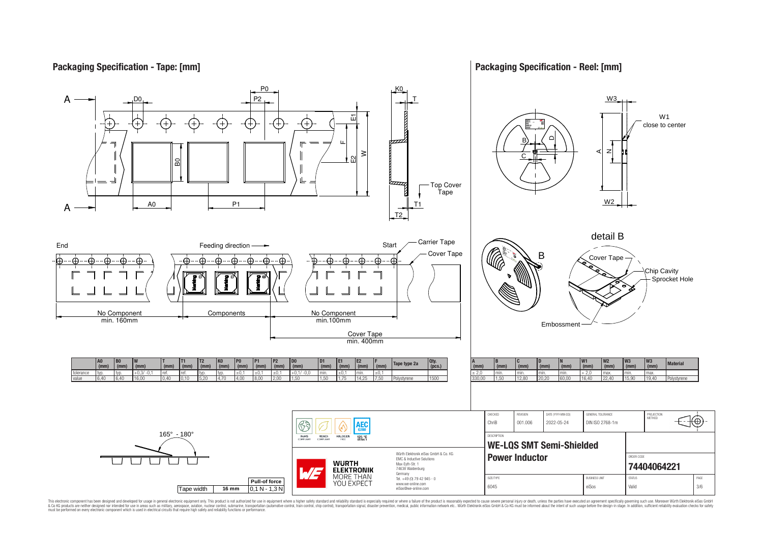## Packaging Specification - Tape: [mm]

End — Feeding direction — Start

Carrier Tape

Cover Tape

Top Cover Tape

No Component min. 160mm

Components

No Component min.100mm

Cover Tape min. 400mm

| | A0 (mm) | B0 (mm) | W (mm) | T (mm) | T1 (mm) | T2 (mm) | K0 (mm) | P0 (mm) | P1 (mm) | P2 (mm) | D0 (mm) | D1 (mm) | E1 (mm) | E2 (mm) | F (mm) | Tape type 2a | Qty. (pcs.) |
|---|---|---|---|---|---|---|---|---|---|---|---|---|---|---|---|---|---|
| tolerance | typ. | typ. | +0,3/ -0,1 | ref. | ref. | typ. | typ. | ±0,1 | ±0,1 | ±0,1 | +0,1/ -0,0 | min. | ±0,1 | min. | ±0,1 | | |
| value | 6,40 | 6,40 | 16,00 | 0,40 | 0,10 | 5,20 | 4,70 | 4,00 | 8,00 | 2,00 | 1,50 | 1,50 | 1,75 | 14,25 | 7,50 | Polystyrene | 1500 |

165° - 180°

| Tape width | 16 mm | Pull-of force |
|---|---|---|
| | | 0,1 N - 1,3 N |

## Packaging Specification - Reel: [mm]

W1 close to center

detail B

Cover Tape

Chip Cavity

Sprocket Hole

Embossment

| A (mm) | B (mm) | C (mm) | D (mm) | N (mm) | W1 (mm) | W2 (mm) | W3 (mm) | W3 (mm) | Material |
|---|---|---|---|---|---|---|---|---|---|
| ± 2,0 | min. | min. | min. | min. | + 2,0 | max. | min. | max. | |
| 330,00 | 1,50 | 12,80 | 20,20 | 60,00 | 16,40 | 22,40 | 15,90 | 19,40 | Polystyrene |

RoHS COMPLIANT | REACh COMPLIANT | HALOGEN FREE | AEC Q200 125 °C GRADE 1

Würth Elektronik eiSos GmbH & Co. KG
EMC & Inductive Solutions
Max-Eyth-Str. 1
74638 Waldenburg
Germany
Tel. +49 (0) 79 42 945 - 0
www.we-online.com
eiSos@we-online.com

WÜRTH ELEKTRONIK MORE THAN YOU EXPECT

| CHECKED | REVISION | DATE (YYYY-MM-DD) | GENERAL TOLERANCE | PROJECTION METHOD |
|---|---|---|---|---|
| ChriB | 001.006 | 2022-05-24 | DIN ISO 2768-1m | |

DESCRIPTION

**WE-LQS SMT Semi-Shielded Power Inductor**

ORDER CODE

**74404064221**

| SIZE/TYPE | BUSINESS UNIT | STATUS |
|---|---|---|
| 6045 | eiSos | Valid |

This electronic component has been designed and developed for usage in general electronic equipment only. This product is not authorized for use in equipment where a higher safety standard and reliability standard is especially required or where a failure of the product is reasonably expected to cause severe personal injury or death, unless the parties have executed an agreement specifically governing such use. Moreover Würth Elektronik eiSos GmbH & Co KG products are neither designed nor intended for use in areas such as military, aerospace, aviation, nuclear control, submarine, transportation (automotive control, train control, ship control), transportation signal, disaster prevention, medical, public information network etc.. Würth Elektronik eiSos GmbH & Co KG must be informed about the intent of such usage before the design-in stage. In addition, sufficient reliability evaluation checks for safety must be performed on every electronic component which is used in electrical circuits that require high safety and reliability functions or performance.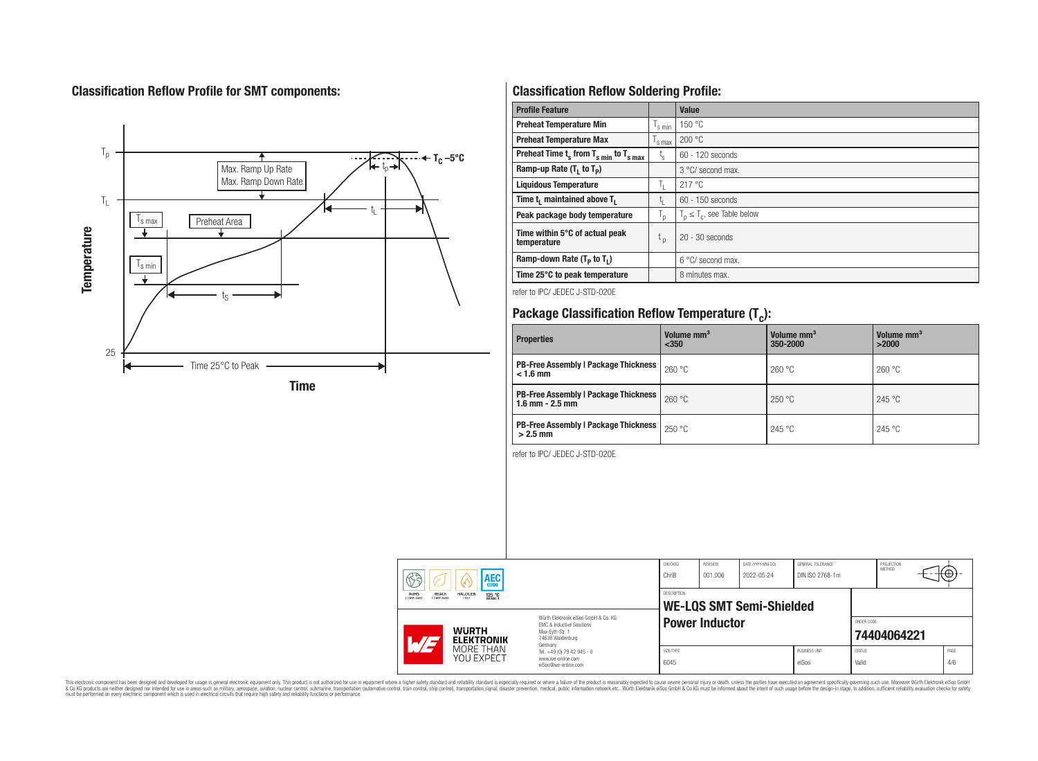## Classification Reflow Profile for SMT components:

## Classification Reflow Soldering Profile:

| Profile Feature | | Value |
|---|---|---|
| Preheat Temperature Min | $T_{s\,min}$ | 150 °C |
| Preheat Temperature Max | $T_{s\,max}$ | 200 °C |
| Preheat Time $t_s$ from $T_{s\,min}$ to $T_{s\,max}$ | $t_s$ | 60 - 120 seconds |
| Ramp-up Rate ($T_L$ to $T_P$) | | 3 °C/ second max. |
| Liquidous Temperature | $T_L$ | 217 °C |
| Time $t_L$ maintained above $T_L$ | $t_L$ | 60 - 150 seconds |
| Peak package body temperature | $T_p$ | $T_p \leq T_c$, see Table below |
| Time within 5°C of actual peak temperature | $t_p$ | 20 - 30 seconds |
| Ramp-down Rate ($T_P$ to $T_L$) | | 6 °C/ second max. |
| Time 25°C to peak temperature | | 8 minutes max. |

refer to IPC/ JEDEC J-STD-020E

## Package Classification Reflow Temperature ($T_c$):

| Properties | Volume mm³ <350 | Volume mm³ 350-2000 | Volume mm³ >2000 |
|---|---|---|---|
| PB-Free Assembly \| Package Thickness < 1.6 mm | 260 °C | 260 °C | 260 °C |
| PB-Free Assembly \| Package Thickness 1.6 mm - 2.5 mm | 260 °C | 250 °C | 245 °C |
| PB-Free Assembly \| Package Thickness > 2.5 mm | 250 °C | 245 °C | 245 °C |

refer to IPC/ JEDEC J-STD-020E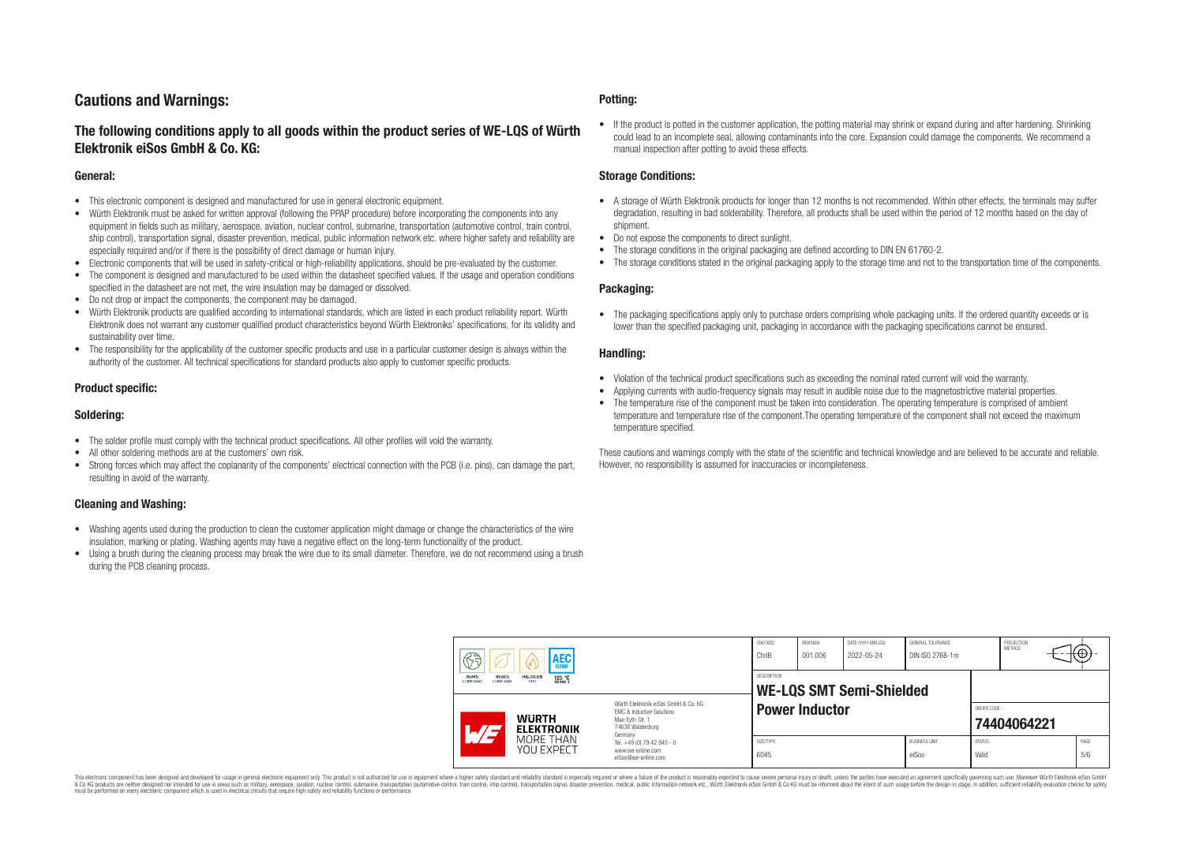# Cautions and Warnings:

## The following conditions apply to all goods within the product series of WE-LQS of Würth Elektronik eiSos GmbH & Co. KG:

### General:

- This electronic component is designed and manufactured for use in general electronic equipment.
- Würth Elektronik must be asked for written approval (following the PPAP procedure) before incorporating the components into any equipment in fields such as military, aerospace, aviation, nuclear control, submarine, transportation (automotive control, train control, ship control), transportation signal, disaster prevention, medical, public information network etc. where higher safety and reliability are especially required and/or if there is the possibility of direct damage or human injury.
- Electronic components that will be used in safety-critical or high-reliability applications, should be pre-evaluated by the customer.
- The component is designed and manufactured to be used within the datasheet specified values. If the usage and operation conditions specified in the datasheet are not met, the wire insulation may be damaged or dissolved.
- Do not drop or impact the components, the component may be damaged.
- Würth Elektronik products are qualified according to international standards, which are listed in each product reliability report. Würth Elektronik does not warrant any customer qualified product characteristics beyond Würth Elektroniks' specifications, for its validity and sustainability over time.
- The responsibility for the applicability of the customer specific products and use in a particular customer design is always within the authority of the customer. All technical specifications for standard products also apply to customer specific products.

### Product specific:

### Soldering:

- The solder profile must comply with the technical product specifications. All other profiles will void the warranty.
- All other soldering methods are at the customers' own risk.
- Strong forces which may affect the coplanarity of the components' electrical connection with the PCB (i.e. pins), can damage the part, resulting in avoid of the warranty.

### Cleaning and Washing:

- Washing agents used during the production to clean the customer application might damage or change the characteristics of the wire insulation, marking or plating. Washing agents may have a negative effect on the long-term functionality of the product.
- Using a brush during the cleaning process may break the wire due to its small diameter. Therefore, we do not recommend using a brush during the PCB cleaning process.

### Potting:

- If the product is potted in the customer application, the potting material may shrink or expand during and after hardening. Shrinking could lead to an incomplete seal, allowing contaminants into the core. Expansion could damage the components. We recommend a manual inspection after potting to avoid these effects.

### Storage Conditions:

- A storage of Würth Elektronik products for longer than 12 months is not recommended. Within other effects, the terminals may suffer degradation, resulting in bad solderability. Therefore, all products shall be used within the period of 12 months based on the day of shipment.
- Do not expose the components to direct sunlight.
- The storage conditions in the original packaging are defined according to DIN EN 61760-2.
- The storage conditions stated in the original packaging apply to the storage time and not to the transportation time of the components.

### Packaging:

- The packaging specifications apply only to purchase orders comprising whole packaging units. If the ordered quantity exceeds or is lower than the specified packaging unit, packaging in accordance with the packaging specifications cannot be ensured.

### Handling:

- Violation of the technical product specifications such as exceeding the nominal rated current will void the warranty.
- Applying currents with audio-frequency signals may result in audible noise due to the magnetostrictive material properties.
- The temperature rise of the component must be taken into consideration. The operating temperature is comprised of ambient temperature and temperature rise of the component.The operating temperature of the component shall not exceed the maximum temperature specified.

These cautions and warnings comply with the state of the scientific and technical knowledge and are believed to be accurate and reliable. However, no responsibility is assumed for inaccuracies or incompleteness.

| CHECKED | REVISION | DATE (YYYY-MM-DD) | GENERAL TOLERANCE | PROJECTION METHOD |
|---|---|---|---|---|
| ChriB | 001.006 | 2022-05-24 | DIN ISO 2768-1m | |

| DESCRIPTION | ORDER CODE |
|---|---|
| WE-LQS SMT Semi-Shielded Power Inductor | 74404064221 |

| SIZE/TYPE | BUSINESS UNIT | STATUS | PAGE |
|---|---|---|---|
| 6045 | eiSos | Valid | 5/6 |

Würth Elektronik eiSos GmbH & Co. KG
EMC & Inductive Solutions
Max-Eyth-Str. 1
74638 Waldenburg
Germany
Tel. +49 (0) 79 42 945 - 0
www.we-online.com
eiSos@we-online.com

This electronic component has been designed and developed for usage in general electronic equipment only. This product is not authorized for use in equipment where a higher safety standard and reliability standard is especially required or where a failure of the product is reasonably expected to cause severe personal injury or death, unless the parties have executed an agreement specifically governing such use. Moreover Würth Elektronik eiSos GmbH & Co KG products are neither designed nor intended for use in areas such as military, aerospace, aviation, nuclear control, submarine, transportation (automotive control, train control, ship control), transportation signal, disaster prevention, medical, public information network etc.. Würth Elektronik eiSos GmbH & Co KG must be informed about the intent of such usage before the design-in stage. In addition, sufficient reliability evaluation checks for safety must be performed on every electronic component which is used in electrical circuits that require high safety and reliability functions or performance.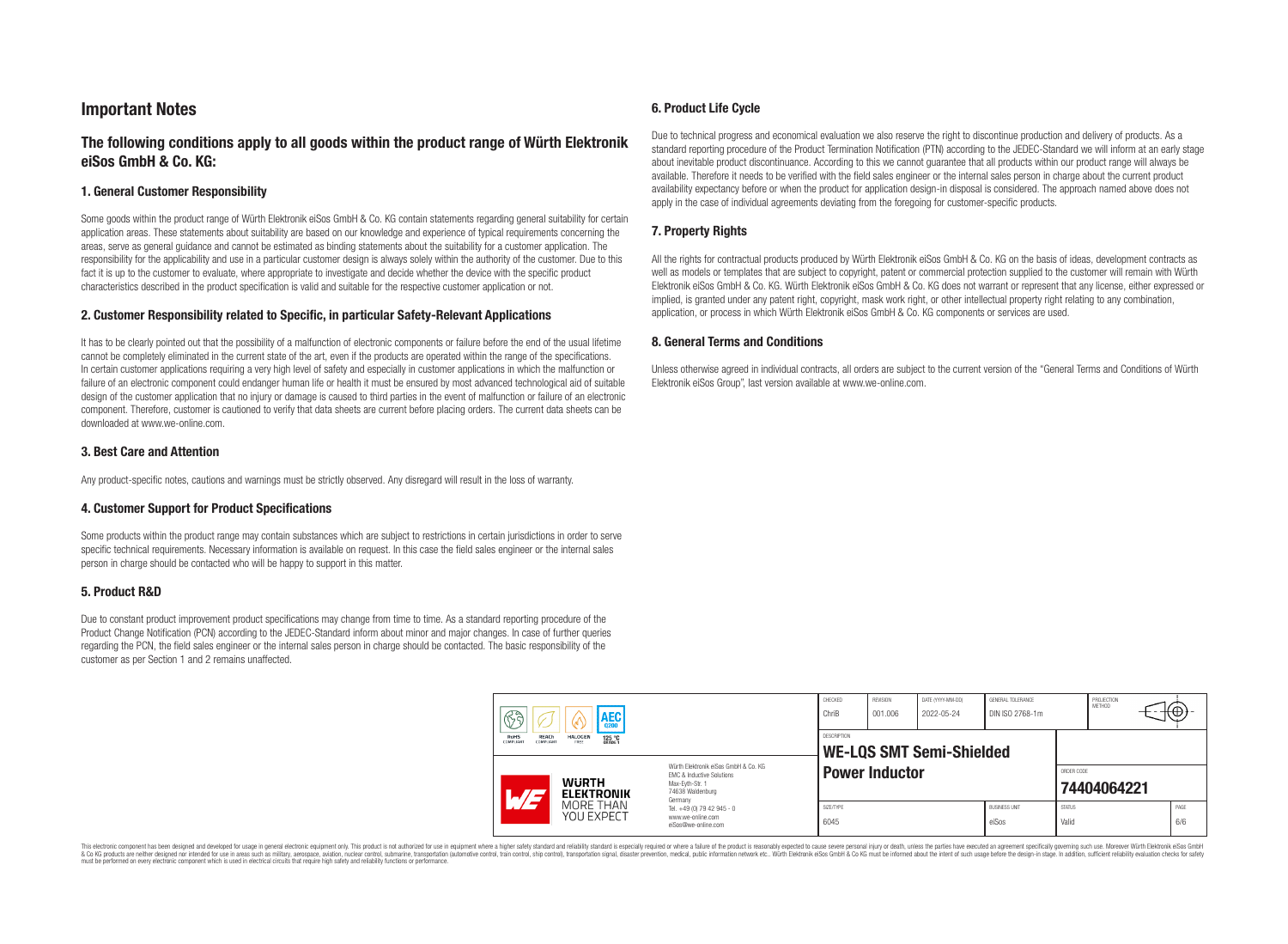# Important Notes

## The following conditions apply to all goods within the product range of Würth Elektronik eiSos GmbH & Co. KG:

### 1. General Customer Responsibility

Some goods within the product range of Würth Elektronik eiSos GmbH & Co. KG contain statements regarding general suitability for certain application areas. These statements about suitability are based on our knowledge and experience of typical requirements concerning the areas, serve as general guidance and cannot be estimated as binding statements about the suitability for a customer application. The responsibility for the applicability and use in a particular customer design is always solely within the authority of the customer. Due to this fact it is up to the customer to evaluate, where appropriate to investigate and decide whether the device with the specific product characteristics described in the product specification is valid and suitable for the respective customer application or not.

### 2. Customer Responsibility related to Specific, in particular Safety-Relevant Applications

It has to be clearly pointed out that the possibility of a malfunction of electronic components or failure before the end of the usual lifetime cannot be completely eliminated in the current state of the art, even if the products are operated within the range of the specifications. In certain customer applications requiring a very high level of safety and especially in customer applications in which the malfunction or failure of an electronic component could endanger human life or health it must be ensured by most advanced technological aid of suitable design of the customer application that no injury or damage is caused to third parties in the event of malfunction or failure of an electronic component. Therefore, customer is cautioned to verify that data sheets are current before placing orders. The current data sheets can be downloaded at www.we-online.com.

### 3. Best Care and Attention

Any product-specific notes, cautions and warnings must be strictly observed. Any disregard will result in the loss of warranty.

### 4. Customer Support for Product Specifications

Some products within the product range may contain substances which are subject to restrictions in certain jurisdictions in order to serve specific technical requirements. Necessary information is available on request. In this case the field sales engineer or the internal sales person in charge should be contacted who will be happy to support in this matter.

### 5. Product R&D

Due to constant product improvement product specifications may change from time to time. As a standard reporting procedure of the Product Change Notification (PCN) according to the JEDEC-Standard inform about minor and major changes. In case of further queries regarding the PCN, the field sales engineer or the internal sales person in charge should be contacted. The basic responsibility of the customer as per Section 1 and 2 remains unaffected.

### 6. Product Life Cycle

Due to technical progress and economical evaluation we also reserve the right to discontinue production and delivery of products. As a standard reporting procedure of the Product Termination Notification (PTN) according to the JEDEC-Standard we will inform at an early stage about inevitable product discontinuance. According to this we cannot guarantee that all products within our product range will always be available. Therefore it needs to be verified with the field sales engineer or the internal sales person in charge about the current product availability expectancy before or when the product for application design-in disposal is considered. The approach named above does not apply in the case of individual agreements deviating from the foregoing for customer-specific products.

### 7. Property Rights

All the rights for contractual products produced by Würth Elektronik eiSos GmbH & Co. KG on the basis of ideas, development contracts as well as models or templates that are subject to copyright, patent or commercial protection supplied to the customer will remain with Würth Elektronik eiSos GmbH & Co. KG. Würth Elektronik eiSos GmbH & Co. KG does not warrant or represent that any license, either expressed or implied, is granted under any patent right, copyright, mask work right, or other intellectual property right relating to any combination, application, or process in which Würth Elektronik eiSos GmbH & Co. KG components or services are used.

### 8. General Terms and Conditions

Unless otherwise agreed in individual contracts, all orders are subject to the current version of the "General Terms and Conditions of Würth Elektronik eiSos Group", last version available at www.we-online.com.

| CHECKED | REVISION | DATE (YYYY-MM-DD) | GENERAL TOLERANCE | PROJECTION METHOD |
|---|---|---|---|---|
| ChriB | 001.006 | 2022-05-24 | DIN ISO 2768-1m | |

DESCRIPTION: **WE-LQS SMT Semi-Shielded Power Inductor**

ORDER CODE: **74404064221**

| SIZE/TYPE | BUSINESS UNIT | STATUS | PAGE |
|---|---|---|---|
| 6045 | eiSos | Valid | 6/6 |

Würth Elektronik eiSos GmbH & Co. KG
EMC & Inductive Solutions
Max-Eyth-Str. 1
74638 Waldenburg
Germany
Tel. +49 (0) 79 42 945 - 0
www.we-online.com
eiSos@we-online.com

This electronic component has been designed and developed for usage in general electronic equipment only. This product is not authorized for use in equipment where a higher safety standard and reliability standard is especially required or where a failure of the product is reasonably expected to cause severe personal injury or death, unless the parties have executed an agreement specifically governing such use. Moreover Würth Elektronik eiSos GmbH & Co KG products are neither designed nor intended for use in areas such as military, aerospace, aviation, nuclear control, submarine, transportation (automotive control, train control, ship control), transportation signal, disaster prevention, medical, public information network etc.. Würth Elektronik eiSos GmbH & Co KG must be informed about the intent of such usage before the design-in stage. In addition, sufficient reliability evaluation checks for safety must be performed on every electronic component which is used in electrical circuits that require high safety and reliability functions or performance.